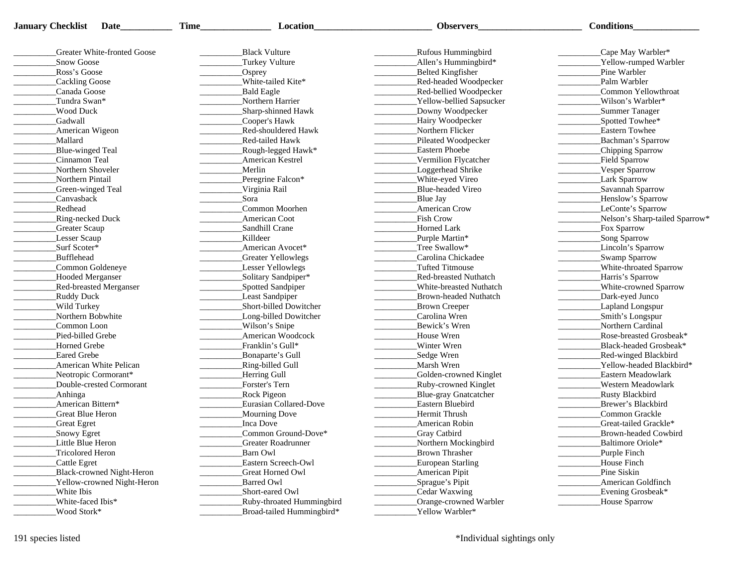**January Checklist** **Date___________** **Time_______________** **Location__________________________** **Observers______________________** **Conditions______________**

__________Greater White-fronted Goose
__________Snow Goose
__________Ross's Goose
__________Cackling Goose
__________Canada Goose
__________Tundra Swan*
__________Wood Duck
__________Gadwall
__________American Wigeon
__________Mallard
__________Blue-winged Teal
__________Cinnamon Teal
__________Northern Shoveler
__________Northern Pintail
__________Green-winged Teal
__________Canvasback
__________Redhead
__________Ring-necked Duck
__________Greater Scaup
__________Lesser Scaup
__________Surf Scoter*
__________Bufflehead
__________Common Goldeneye
__________Hooded Merganser
__________Red-breasted Merganser
__________Ruddy Duck
__________Wild Turkey
__________Northern Bobwhite
__________Common Loon
__________Pied-billed Grebe
__________Horned Grebe
__________Eared Grebe
__________American White Pelican
__________Neotropic Cormorant*
__________Double-crested Cormorant
__________Anhinga
__________American Bittern*
__________Great Blue Heron
__________Great Egret
__________Snowy Egret
__________Little Blue Heron
__________Tricolored Heron
__________Cattle Egret
__________Black-crowned Night-Heron
__________Yellow-crowned Night-Heron
__________White Ibis
__________White-faced Ibis*
__________Wood Stork*
__________Black Vulture
__________Turkey Vulture
__________Osprey
__________White-tailed Kite*
__________Bald Eagle
__________Northern Harrier
__________Sharp-shinned Hawk
__________Cooper's Hawk
__________Red-shouldered Hawk
__________Red-tailed Hawk
__________Rough-legged Hawk*
__________American Kestrel
__________Merlin
__________Peregrine Falcon*
__________Virginia Rail
__________Sora
__________Common Moorhen
__________American Coot
__________Sandhill Crane
__________Killdeer
__________American Avocet*
__________Greater Yellowlegs
__________Lesser Yellowlegs
__________Solitary Sandpiper*
__________Spotted Sandpiper
__________Least Sandpiper
__________Short-billed Dowitcher
__________Long-billed Dowitcher
__________Wilson's Snipe
__________American Woodcock
__________Franklin's Gull*
__________Bonaparte's Gull
__________Ring-billed Gull
__________Herring Gull
__________Forster's Tern
__________Rock Pigeon
__________Eurasian Collared-Dove
__________Mourning Dove
__________Inca Dove
__________Common Ground-Dove*
__________Greater Roadrunner
__________Barn Owl
__________Eastern Screech-Owl
__________Great Horned Owl
__________Barred Owl
__________Short-eared Owl
__________Ruby-throated Hummingbird
__________Broad-tailed Hummingbird*
__________Rufous Hummingbird
__________Allen's Hummingbird*
__________Belted Kingfisher
__________Red-headed Woodpecker
__________Red-bellied Woodpecker
__________Yellow-bellied Sapsucker
__________Downy Woodpecker
__________Hairy Woodpecker
__________Northern Flicker
__________Pileated Woodpecker
__________Eastern Phoebe
__________Vermilion Flycatcher
__________Loggerhead Shrike
__________White-eyed Vireo
__________Blue-headed Vireo
__________Blue Jay
__________American Crow
__________Fish Crow
__________Horned Lark
__________Purple Martin*
__________Tree Swallow*
__________Carolina Chickadee
__________Tufted Titmouse
__________Red-breasted Nuthatch
__________White-breasted Nuthatch
__________Brown-headed Nuthatch
__________Brown Creeper
__________Carolina Wren
__________Bewick's Wren
__________House Wren
__________Winter Wren
__________Sedge Wren
__________Marsh Wren
__________Golden-crowned Kinglet
__________Ruby-crowned Kinglet
__________Blue-gray Gnatcatcher
__________Eastern Bluebird
__________Hermit Thrush
__________American Robin
__________Gray Catbird
__________Northern Mockingbird
__________Brown Thrasher
__________European Starling
__________American Pipit
__________Sprague's Pipit
__________Cedar Waxwing
__________Orange-crowned Warbler
__________Yellow Warbler*
__________Cape May Warbler*
__________Yellow-rumped Warbler
__________Pine Warbler
__________Palm Warbler
__________Common Yellowthroat
__________Wilson's Warbler*
__________Summer Tanager
__________Spotted Towhee*
__________Eastern Towhee
__________Bachman's Sparrow
__________Chipping Sparrow
__________Field Sparrow
__________Vesper Sparrow
__________Lark Sparrow
__________Savannah Sparrow
__________Henslow's Sparrow
__________LeConte's Sparrow
__________Nelson's Sharp-tailed Sparrow*
__________Fox Sparrow
__________Song Sparrow
__________Lincoln's Sparrow
__________Swamp Sparrow
__________White-throated Sparrow
__________Harris's Sparrow
__________White-crowned Sparrow
__________Dark-eyed Junco
__________Lapland Longspur
__________Smith's Longspur
__________Northern Cardinal
__________Rose-breasted Grosbeak*
__________Black-headed Grosbeak*
__________Red-winged Blackbird
__________Yellow-headed Blackbird*
__________Eastern Meadowlark
__________Western Meadowlark
__________Rusty Blackbird
__________Brewer's Blackbird
__________Common Grackle
__________Great-tailed Grackle*
__________Brown-headed Cowbird
__________Baltimore Oriole*
__________Purple Finch
__________House Finch
__________Pine Siskin
__________American Goldfinch
__________Evening Grosbeak*
__________House Sparrow

191 species listed

*Individual sightings only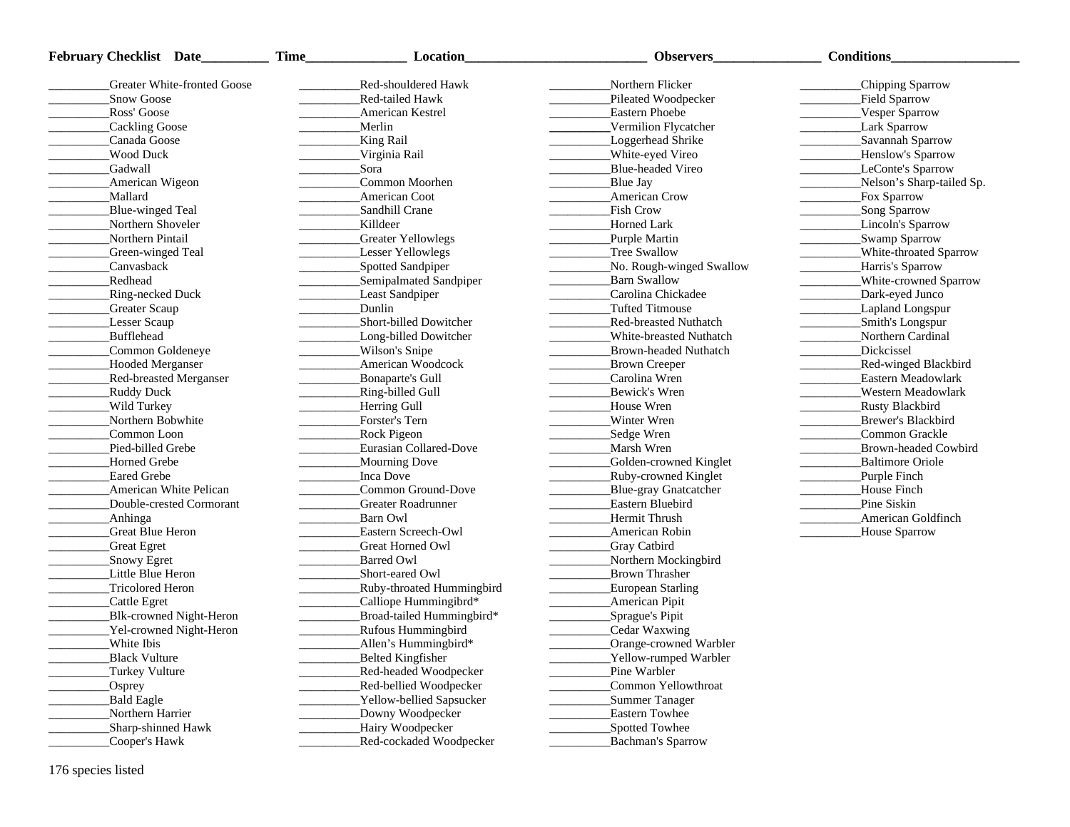**February Checklist** **Date**__________ **Time**_______________ **Location**____________________________ **Observers**________________ **Conditions**____________________

__________Greater White-fronted Goose
__________Snow Goose
__________Ross' Goose
__________Cackling Goose
__________Canada Goose
__________Wood Duck
__________Gadwall
__________American Wigeon
__________Mallard
__________Blue-winged Teal
__________Northern Shoveler
__________Northern Pintail
__________Green-winged Teal
__________Canvasback
__________Redhead
__________Ring-necked Duck
__________Greater Scaup
__________Lesser Scaup
__________Bufflehead
__________Common Goldeneye
__________Hooded Merganser
__________Red-breasted Merganser
__________Ruddy Duck
__________Wild Turkey
__________Northern Bobwhite
__________Common Loon
__________Pied-billed Grebe
__________Horned Grebe
__________Eared Grebe
__________American White Pelican
__________Double-crested Cormorant
__________Anhinga
__________Great Blue Heron
__________Great Egret
__________Snowy Egret
__________Little Blue Heron
__________Tricolored Heron
__________Cattle Egret
__________Blk-crowned Night-Heron
__________Yel-crowned Night-Heron
__________White Ibis
__________Black Vulture
__________Turkey Vulture
__________Osprey
__________Bald Eagle
__________Northern Harrier
__________Sharp-shinned Hawk
__________Cooper's Hawk
__________Red-shouldered Hawk
__________Red-tailed Hawk
__________American Kestrel
__________Merlin
__________King Rail
__________Virginia Rail
__________Sora
__________Common Moorhen
__________American Coot
__________Sandhill Crane
__________Killdeer
__________Greater Yellowlegs
__________Lesser Yellowlegs
__________Spotted Sandpiper
__________Semipalmated Sandpiper
__________Least Sandpiper
__________Dunlin
__________Short-billed Dowitcher
__________Long-billed Dowitcher
__________Wilson's Snipe
__________American Woodcock
__________Bonaparte's Gull
__________Ring-billed Gull
__________Herring Gull
__________Forster's Tern
__________Rock Pigeon
__________Eurasian Collared-Dove
__________Mourning Dove
__________Inca Dove
__________Common Ground-Dove
__________Greater Roadrunner
__________Barn Owl
__________Eastern Screech-Owl
__________Great Horned Owl
__________Barred Owl
__________Short-eared Owl
__________Ruby-throated Hummingbird
__________Calliope Hummingibrd*
__________Broad-tailed Hummingbird*
__________Rufous Hummingbird
__________Allen’s Hummingbird*
__________Belted Kingfisher
__________Red-headed Woodpecker
__________Red-bellied Woodpecker
__________Yellow-bellied Sapsucker
__________Downy Woodpecker
__________Hairy Woodpecker
__________Red-cockaded Woodpecker
__________Northern Flicker
__________Pileated Woodpecker
__________Eastern Phoebe
__________Vermilion Flycatcher
__________Loggerhead Shrike
__________White-eyed Vireo
__________Blue-headed Vireo
__________Blue Jay
__________American Crow
__________Fish Crow
__________Horned Lark
__________Purple Martin
__________Tree Swallow
__________No. Rough-winged Swallow
__________Barn Swallow
__________Carolina Chickadee
__________Tufted Titmouse
__________Red-breasted Nuthatch
__________White-breasted Nuthatch
__________Brown-headed Nuthatch
__________Brown Creeper
__________Carolina Wren
__________Bewick's Wren
__________House Wren
__________Winter Wren
__________Sedge Wren
__________Marsh Wren
__________Golden-crowned Kinglet
__________Ruby-crowned Kinglet
__________Blue-gray Gnatcatcher
__________Eastern Bluebird
__________Hermit Thrush
__________American Robin
__________Gray Catbird
__________Northern Mockingbird
__________Brown Thrasher
__________European Starling
__________American Pipit
__________Sprague's Pipit
__________Cedar Waxwing
__________Orange-crowned Warbler
__________Yellow-rumped Warbler
__________Pine Warbler
__________Common Yellowthroat
__________Summer Tanager
__________Eastern Towhee
__________Spotted Towhee
__________Bachman's Sparrow
__________Chipping Sparrow
__________Field Sparrow
__________Vesper Sparrow
__________Lark Sparrow
__________Savannah Sparrow
__________Henslow's Sparrow
__________LeConte's Sparrow
__________Nelson’s Sharp-tailed Sp.
__________Fox Sparrow
__________Song Sparrow
__________Lincoln's Sparrow
__________Swamp Sparrow
__________White-throated Sparrow
__________Harris's Sparrow
__________White-crowned Sparrow
__________Dark-eyed Junco
__________Lapland Longspur
__________Smith's Longspur
__________Northern Cardinal
__________Dickcissel
__________Red-winged Blackbird
__________Eastern Meadowlark
__________Western Meadowlark
__________Rusty Blackbird
__________Brewer's Blackbird
__________Common Grackle
__________Brown-headed Cowbird
__________Baltimore Oriole
__________Purple Finch
__________House Finch
__________Pine Siskin
__________American Goldfinch
__________House Sparrow

176 species listed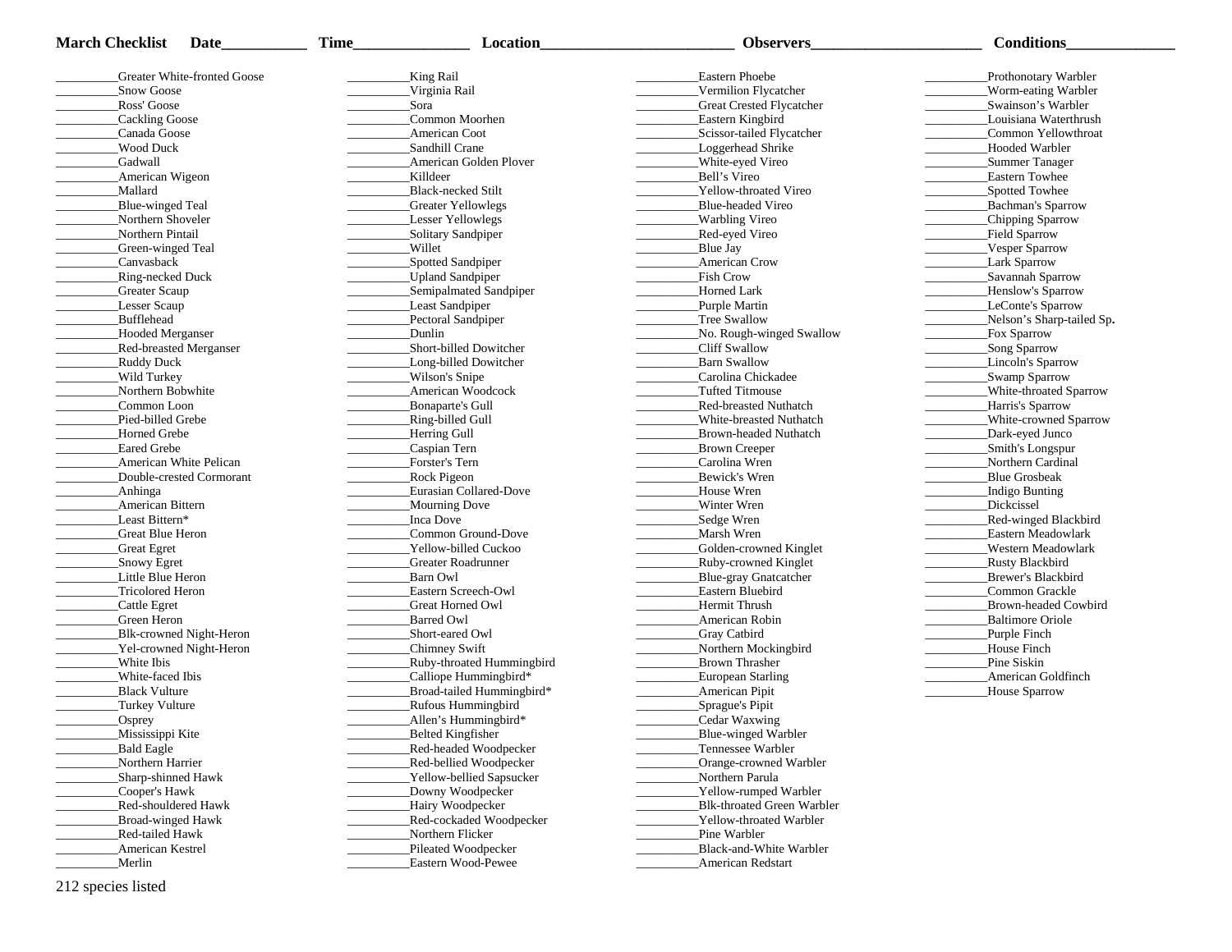**March Checklist** **Date**\_\_\_\_\_\_\_\_\_\_\_ **Time**\_\_\_\_\_\_\_\_\_\_\_\_\_\_\_ **Location**\_\_\_\_\_\_\_\_\_\_\_\_\_\_\_\_\_\_\_\_\_\_\_\_\_ **Observers**\_\_\_\_\_\_\_\_\_\_\_\_\_\_\_\_\_\_\_\_\_\_ **Conditions**\_\_\_\_\_\_\_\_\_\_\_\_\_\_

__________Greater White-fronted Goose
__________Snow Goose
__________Ross' Goose
__________Cackling Goose
__________Canada Goose
__________Wood Duck
__________Gadwall
__________American Wigeon
__________Mallard
__________Blue-winged Teal
__________Northern Shoveler
__________Northern Pintail
__________Green-winged Teal
__________Canvasback
__________Ring-necked Duck
__________Greater Scaup
__________Lesser Scaup
__________Bufflehead
__________Hooded Merganser
__________Red-breasted Merganser
__________Ruddy Duck
__________Wild Turkey
__________Northern Bobwhite
__________Common Loon
__________Pied-billed Grebe
__________Horned Grebe
__________Eared Grebe
__________American White Pelican
__________Double-crested Cormorant
__________Anhinga
__________American Bittern
__________Least Bittern*
__________Great Blue Heron
__________Great Egret
__________Snowy Egret
__________Little Blue Heron
__________Tricolored Heron
__________Cattle Egret
__________Green Heron
__________Blk-crowned Night-Heron
__________Yel-crowned Night-Heron
__________White Ibis
__________White-faced Ibis
__________Black Vulture
__________Turkey Vulture
__________Osprey
__________Mississippi Kite
__________Bald Eagle
__________Northern Harrier
__________Sharp-shinned Hawk
__________Cooper's Hawk
__________Red-shouldered Hawk
__________Broad-winged Hawk
__________Red-tailed Hawk
__________American Kestrel
__________Merlin
__________King Rail
__________Virginia Rail
__________Sora
__________Common Moorhen
__________American Coot
__________Sandhill Crane
__________American Golden Plover
__________Killdeer
__________Black-necked Stilt
__________Greater Yellowlegs
__________Lesser Yellowlegs
__________Solitary Sandpiper
__________Willet
__________Spotted Sandpiper
__________Upland Sandpiper
__________Semipalmated Sandpiper
__________Least Sandpiper
__________Pectoral Sandpiper
__________Dunlin
__________Short-billed Dowitcher
__________Long-billed Dowitcher
__________Wilson's Snipe
__________American Woodcock
__________Bonaparte's Gull
__________Ring-billed Gull
__________Herring Gull
__________Caspian Tern
__________Forster's Tern
__________Rock Pigeon
__________Eurasian Collared-Dove
__________Mourning Dove
__________Inca Dove
__________Common Ground-Dove
__________Yellow-billed Cuckoo
__________Greater Roadrunner
__________Barn Owl
__________Eastern Screech-Owl
__________Great Horned Owl
__________Barred Owl
__________Short-eared Owl
__________Chimney Swift
__________Ruby-throated Hummingbird
__________Calliope Hummingbird*
__________Broad-tailed Hummingbird*
__________Rufous Hummingbird
__________Allen's Hummingbird*
__________Belted Kingfisher
__________Red-headed Woodpecker
__________Red-bellied Woodpecker
__________Yellow-bellied Sapsucker
__________Downy Woodpecker
__________Hairy Woodpecker
__________Red-cockaded Woodpecker
__________Northern Flicker
__________Pileated Woodpecker
__________Eastern Wood-Pewee
__________Eastern Phoebe
__________Vermilion Flycatcher
__________Great Crested Flycatcher
__________Eastern Kingbird
__________Scissor-tailed Flycatcher
__________Loggerhead Shrike
__________White-eyed Vireo
__________Bell's Vireo
__________Yellow-throated Vireo
__________Blue-headed Vireo
__________Warbling Vireo
__________Red-eyed Vireo
__________Blue Jay
__________American Crow
__________Fish Crow
__________Horned Lark
__________Purple Martin
__________Tree Swallow
__________No. Rough-winged Swallow
__________Cliff Swallow
__________Barn Swallow
__________Carolina Chickadee
__________Tufted Titmouse
__________Red-breasted Nuthatch
__________White-breasted Nuthatch
__________Brown-headed Nuthatch
__________Brown Creeper
__________Carolina Wren
__________Bewick's Wren
__________House Wren
__________Winter Wren
__________Sedge Wren
__________Marsh Wren
__________Golden-crowned Kinglet
__________Ruby-crowned Kinglet
__________Blue-gray Gnatcatcher
__________Eastern Bluebird
__________Hermit Thrush
__________American Robin
__________Gray Catbird
__________Northern Mockingbird
__________Brown Thrasher
__________European Starling
__________American Pipit
__________Sprague's Pipit
__________Cedar Waxwing
__________Blue-winged Warbler
__________Tennessee Warbler
__________Orange-crowned Warbler
__________Northern Parula
__________Yellow-rumped Warbler
__________Blk-throated Green Warbler
__________Yellow-throated Warbler
__________Pine Warbler
__________Black-and-White Warbler
__________American Redstart
__________Prothonotary Warbler
__________Worm-eating Warbler
__________Swainson's Warbler
__________Louisiana Waterthrush
__________Common Yellowthroat
__________Hooded Warbler
__________Summer Tanager
__________Eastern Towhee
__________Spotted Towhee
__________Bachman's Sparrow
__________Chipping Sparrow
__________Field Sparrow
__________Vesper Sparrow
__________Lark Sparrow
__________Savannah Sparrow
__________Henslow's Sparrow
__________LeConte's Sparrow
__________Nelson's Sharp-tailed Sp.
__________Fox Sparrow
__________Song Sparrow
__________Lincoln's Sparrow
__________Swamp Sparrow
__________White-throated Sparrow
__________Harris's Sparrow
__________White-crowned Sparrow
__________Dark-eyed Junco
__________Smith's Longspur
__________Northern Cardinal
__________Blue Grosbeak
__________Indigo Bunting
__________Dickcissel
__________Red-winged Blackbird
__________Eastern Meadowlark
__________Western Meadowlark
__________Rusty Blackbird
__________Brewer's Blackbird
__________Common Grackle
__________Brown-headed Cowbird
__________Baltimore Oriole
__________Purple Finch
__________House Finch
__________Pine Siskin
__________American Goldfinch
__________House Sparrow

212 species listed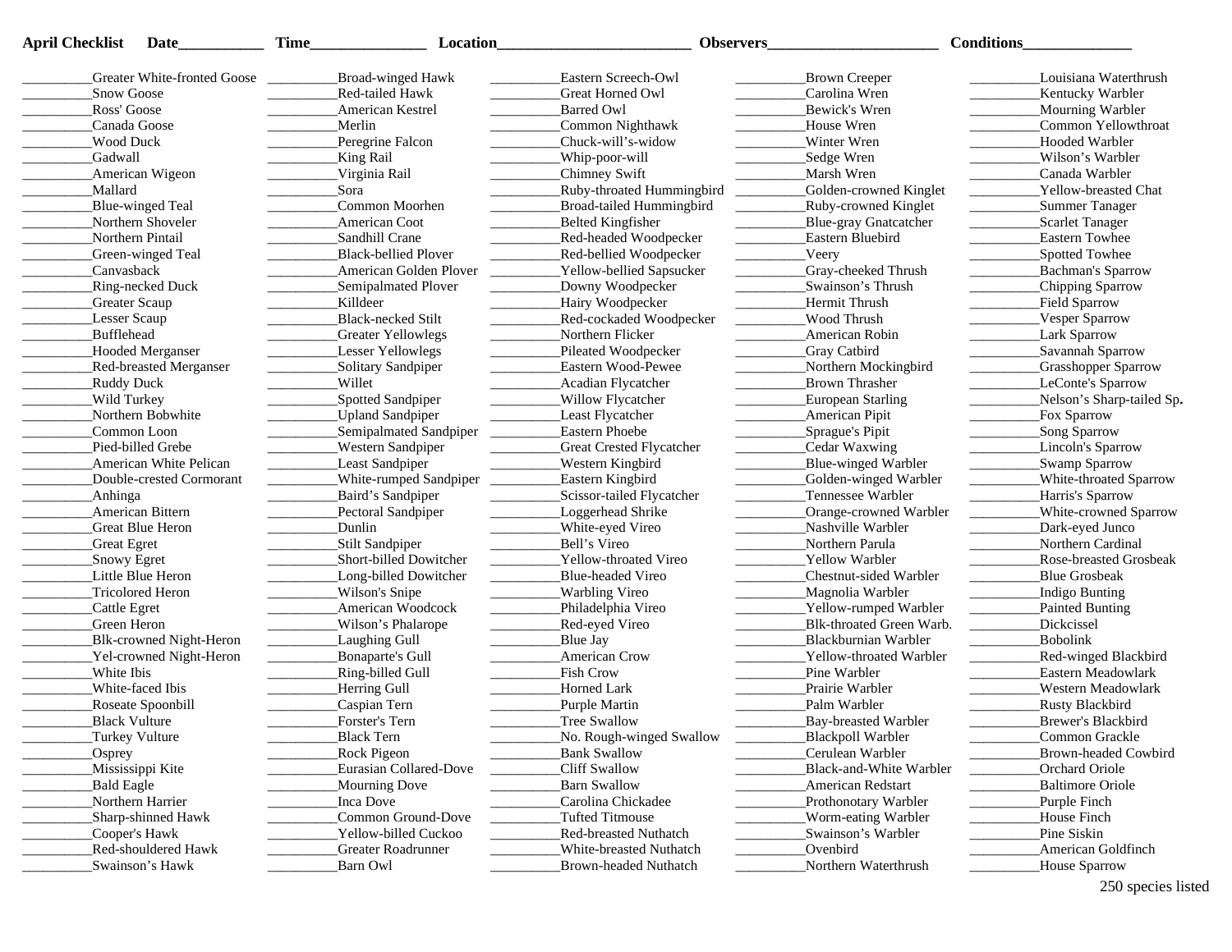**April Checklist** **Date**___________ **Time**_______________ **Location**_________________________ **Observers**______________________ **Conditions**______________

__________Greater White-fronted Goose
__________Snow Goose
__________Ross' Goose
__________Canada Goose
__________Wood Duck
__________Gadwall
__________American Wigeon
__________Mallard
__________Blue-winged Teal
__________Northern Shoveler
__________Northern Pintail
__________Green-winged Teal
__________Canvasback
__________Ring-necked Duck
__________Greater Scaup
__________Lesser Scaup
__________Bufflehead
__________Hooded Merganser
__________Red-breasted Merganser
__________Ruddy Duck
__________Wild Turkey
__________Northern Bobwhite
__________Common Loon
__________Pied-billed Grebe
__________American White Pelican
__________Double-crested Cormorant
__________Anhinga
__________American Bittern
__________Great Blue Heron
__________Great Egret
__________Snowy Egret
__________Little Blue Heron
__________Tricolored Heron
__________Cattle Egret
__________Green Heron
__________Blk-crowned Night-Heron
__________Yel-crowned Night-Heron
__________White Ibis
__________White-faced Ibis
__________Roseate Spoonbill
__________Black Vulture
__________Turkey Vulture
__________Osprey
__________Mississippi Kite
__________Bald Eagle
__________Northern Harrier
__________Sharp-shinned Hawk
__________Cooper's Hawk
__________Red-shouldered Hawk
__________Swainson's Hawk
__________Broad-winged Hawk
__________Red-tailed Hawk
__________American Kestrel
__________Merlin
__________Peregrine Falcon
__________King Rail
__________Virginia Rail
__________Sora
__________Common Moorhen
__________American Coot
__________Sandhill Crane
__________Black-bellied Plover
__________American Golden Plover
__________Semipalmated Plover
__________Killdeer
__________Black-necked Stilt
__________Greater Yellowlegs
__________Lesser Yellowlegs
__________Solitary Sandpiper
__________Willet
__________Spotted Sandpiper
__________Upland Sandpiper
__________Semipalmated Sandpiper
__________Western Sandpiper
__________Least Sandpiper
__________White-rumped Sandpiper
__________Baird's Sandpiper
__________Pectoral Sandpiper
__________Dunlin
__________Stilt Sandpiper
__________Short-billed Dowitcher
__________Long-billed Dowitcher
__________Wilson's Snipe
__________American Woodcock
__________Wilson's Phalarope
__________Laughing Gull
__________Bonaparte's Gull
__________Ring-billed Gull
__________Herring Gull
__________Caspian Tern
__________Forster's Tern
__________Black Tern
__________Rock Pigeon
__________Eurasian Collared-Dove
__________Mourning Dove
__________Inca Dove
__________Common Ground-Dove
__________Yellow-billed Cuckoo
__________Greater Roadrunner
__________Barn Owl
__________Eastern Screech-Owl
__________Great Horned Owl
__________Barred Owl
__________Common Nighthawk
__________Chuck-will's-widow
__________Whip-poor-will
__________Chimney Swift
__________Ruby-throated Hummingbird
__________Broad-tailed Hummingbird
__________Belted Kingfisher
__________Red-headed Woodpecker
__________Red-bellied Woodpecker
__________Yellow-bellied Sapsucker
__________Downy Woodpecker
__________Hairy Woodpecker
__________Red-cockaded Woodpecker
__________Northern Flicker
__________Pileated Woodpecker
__________Eastern Wood-Pewee
__________Acadian Flycatcher
__________Willow Flycatcher
__________Least Flycatcher
__________Eastern Phoebe
__________Great Crested Flycatcher
__________Western Kingbird
__________Eastern Kingbird
__________Scissor-tailed Flycatcher
__________Loggerhead Shrike
__________White-eyed Vireo
__________Bell's Vireo
__________Yellow-throated Vireo
__________Blue-headed Vireo
__________Warbling Vireo
__________Philadelphia Vireo
__________Red-eyed Vireo
__________Blue Jay
__________American Crow
__________Fish Crow
__________Horned Lark
__________Purple Martin
__________Tree Swallow
__________No. Rough-winged Swallow
__________Bank Swallow
__________Cliff Swallow
__________Barn Swallow
__________Carolina Chickadee
__________Tufted Titmouse
__________Red-breasted Nuthatch
__________White-breasted Nuthatch
__________Brown-headed Nuthatch
__________Brown Creeper
__________Carolina Wren
__________Bewick's Wren
__________House Wren
__________Winter Wren
__________Sedge Wren
__________Marsh Wren
__________Golden-crowned Kinglet
__________Ruby-crowned Kinglet
__________Blue-gray Gnatcatcher
__________Eastern Bluebird
__________Veery
__________Gray-cheeked Thrush
__________Swainson's Thrush
__________Hermit Thrush
__________Wood Thrush
__________American Robin
__________Gray Catbird
__________Northern Mockingbird
__________Brown Thrasher
__________European Starling
__________American Pipit
__________Sprague's Pipit
__________Cedar Waxwing
__________Blue-winged Warbler
__________Golden-winged Warbler
__________Tennessee Warbler
__________Orange-crowned Warbler
__________Nashville Warbler
__________Northern Parula
__________Yellow Warbler
__________Chestnut-sided Warbler
__________Magnolia Warbler
__________Yellow-rumped Warbler
__________Blk-throated Green Warb.
__________Blackburnian Warbler
__________Yellow-throated Warbler
__________Pine Warbler
__________Prairie Warbler
__________Palm Warbler
__________Bay-breasted Warbler
__________Blackpoll Warbler
__________Cerulean Warbler
__________Black-and-White Warbler
__________American Redstart
__________Prothonotary Warbler
__________Worm-eating Warbler
__________Swainson's Warbler
__________Ovenbird
__________Northern Waterthrush
__________Louisiana Waterthrush
__________Kentucky Warbler
__________Mourning Warbler
__________Common Yellowthroat
__________Hooded Warbler
__________Wilson's Warbler
__________Canada Warbler
__________Yellow-breasted Chat
__________Summer Tanager
__________Scarlet Tanager
__________Eastern Towhee
__________Spotted Towhee
__________Bachman's Sparrow
__________Chipping Sparrow
__________Field Sparrow
__________Vesper Sparrow
__________Lark Sparrow
__________Savannah Sparrow
__________Grasshopper Sparrow
__________LeConte's Sparrow
__________Nelson's Sharp-tailed Sp.
__________Fox Sparrow
__________Song Sparrow
__________Lincoln's Sparrow
__________Swamp Sparrow
__________White-throated Sparrow
__________Harris's Sparrow
__________White-crowned Sparrow
__________Dark-eyed Junco
__________Northern Cardinal
__________Rose-breasted Grosbeak
__________Blue Grosbeak
__________Indigo Bunting
__________Painted Bunting
__________Dickcissel
__________Bobolink
__________Red-winged Blackbird
__________Eastern Meadowlark
__________Western Meadowlark
__________Rusty Blackbird
__________Brewer's Blackbird
__________Common Grackle
__________Brown-headed Cowbird
__________Orchard Oriole
__________Baltimore Oriole
__________Purple Finch
__________House Finch
__________Pine Siskin
__________American Goldfinch
__________House Sparrow

250 species listed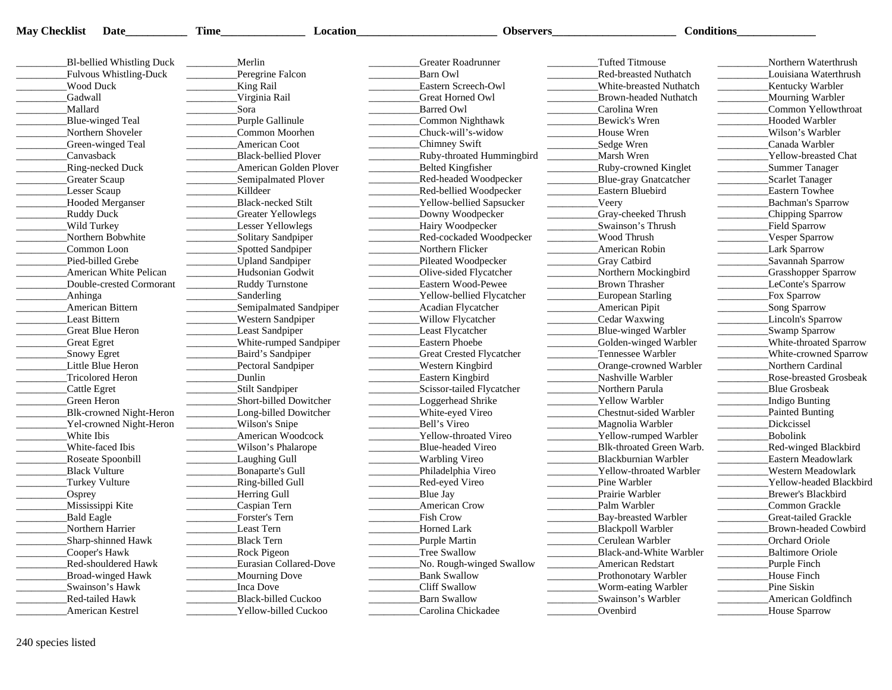**May Checklist** **Date**___________ **Time**_______________ **Location**_________________________ **Observers**______________________ **Conditions**______________

__________Bl-bellied Whistling Duck
__________Fulvous Whistling-Duck
__________Wood Duck
__________Gadwall
__________Mallard
__________Blue-winged Teal
__________Northern Shoveler
__________Green-winged Teal
__________Canvasback
__________Ring-necked Duck
__________Greater Scaup
__________Lesser Scaup
__________Hooded Merganser
__________Ruddy Duck
__________Wild Turkey
__________Northern Bobwhite
__________Common Loon
__________Pied-billed Grebe
__________American White Pelican
__________Double-crested Cormorant
__________Anhinga
__________American Bittern
__________Least Bittern
__________Great Blue Heron
__________Great Egret
__________Snowy Egret
__________Little Blue Heron
__________Tricolored Heron
__________Cattle Egret
__________Green Heron
__________Blk-crowned Night-Heron
__________Yel-crowned Night-Heron
__________White Ibis
__________White-faced Ibis
__________Roseate Spoonbill
__________Black Vulture
__________Turkey Vulture
__________Osprey
__________Mississippi Kite
__________Bald Eagle
__________Northern Harrier
__________Sharp-shinned Hawk
__________Cooper's Hawk
__________Red-shouldered Hawk
__________Broad-winged Hawk
__________Swainson’s Hawk
__________Red-tailed Hawk
__________American Kestrel

__________Merlin
__________Peregrine Falcon
__________King Rail
__________Virginia Rail
__________Sora
__________Purple Gallinule
__________Common Moorhen
__________American Coot
__________Black-bellied Plover
__________American Golden Plover
__________Semipalmated Plover
__________Killdeer
__________Black-necked Stilt
__________Greater Yellowlegs
__________Lesser Yellowlegs
__________Solitary Sandpiper
__________Spotted Sandpiper
__________Upland Sandpiper
__________Hudsonian Godwit
__________Ruddy Turnstone
__________Sanderling
__________Semipalmated Sandpiper
__________Western Sandpiper
__________Least Sandpiper
__________White-rumped Sandpiper
__________Baird’s Sandpiper
__________Pectoral Sandpiper
__________Dunlin
__________Stilt Sandpiper
__________Short-billed Dowitcher
__________Long-billed Dowitcher
__________Wilson's Snipe
__________American Woodcock
__________Wilson’s Phalarope
__________Laughing Gull
__________Bonaparte's Gull
__________Ring-billed Gull
__________Herring Gull
__________Caspian Tern
__________Forster's Tern
__________Least Tern
__________Black Tern
__________Rock Pigeon
__________Eurasian Collared-Dove
__________Mourning Dove
__________Inca Dove
__________Black-billed Cuckoo
__________Yellow-billed Cuckoo

__________Greater Roadrunner
__________Barn Owl
__________Eastern Screech-Owl
__________Great Horned Owl
__________Barred Owl
__________Common Nighthawk
__________Chuck-will’s-widow
__________Chimney Swift
__________Ruby-throated Hummingbird
__________Belted Kingfisher
__________Red-headed Woodpecker
__________Red-bellied Woodpecker
__________Yellow-bellied Sapsucker
__________Downy Woodpecker
__________Hairy Woodpecker
__________Red-cockaded Woodpecker
__________Northern Flicker
__________Pileated Woodpecker
__________Olive-sided Flycatcher
__________Eastern Wood-Pewee
__________Yellow-bellied Flycatcher
__________Acadian Flycatcher
__________Willow Flycatcher
__________Least Flycatcher
__________Eastern Phoebe
__________Great Crested Flycatcher
__________Western Kingbird
__________Eastern Kingbird
__________Scissor-tailed Flycatcher
__________Loggerhead Shrike
__________White-eyed Vireo
__________Bell’s Vireo
__________Yellow-throated Vireo
__________Blue-headed Vireo
__________Warbling Vireo
__________Philadelphia Vireo
__________Red-eyed Vireo
__________Blue Jay
__________American Crow
__________Fish Crow
__________Horned Lark
__________Purple Martin
__________Tree Swallow
__________No. Rough-winged Swallow
__________Bank Swallow
__________Cliff Swallow
__________Barn Swallow
__________Carolina Chickadee

__________Tufted Titmouse
__________Red-breasted Nuthatch
__________White-breasted Nuthatch
__________Brown-headed Nuthatch
__________Carolina Wren
__________Bewick's Wren
__________House Wren
__________Sedge Wren
__________Marsh Wren
__________Ruby-crowned Kinglet
__________Blue-gray Gnatcatcher
__________Eastern Bluebird
__________Veery
__________Gray-cheeked Thrush
__________Swainson’s Thrush
__________Wood Thrush
__________American Robin
__________Gray Catbird
__________Northern Mockingbird
__________Brown Thrasher
__________European Starling
__________American Pipit
__________Cedar Waxwing
__________Blue-winged Warbler
__________Golden-winged Warbler
__________Tennessee Warbler
__________Orange-crowned Warbler
__________Nashville Warbler
__________Northern Parula
__________Yellow Warbler
__________Chestnut-sided Warbler
__________Magnolia Warbler
__________Yellow-rumped Warbler
__________Blk-throated Green Warb.
__________Blackburnian Warbler
__________Yellow-throated Warbler
__________Pine Warbler
__________Prairie Warbler
__________Palm Warbler
__________Bay-breasted Warbler
__________Blackpoll Warbler
__________Cerulean Warbler
__________Black-and-White Warbler
__________American Redstart
__________Prothonotary Warbler
__________Worm-eating Warbler
__________Swainson’s Warbler
__________Ovenbird

__________Northern Waterthrush
__________Louisiana Waterthrush
__________Kentucky Warbler
__________Mourning Warbler
__________Common Yellowthroat
__________Hooded Warbler
__________Wilson’s Warbler
__________Canada Warbler
__________Yellow-breasted Chat
__________Summer Tanager
__________Scarlet Tanager
__________Eastern Towhee
__________Bachman's Sparrow
__________Chipping Sparrow
__________Field Sparrow
__________Vesper Sparrow
__________Lark Sparrow
__________Savannah Sparrow
__________Grasshopper Sparrow
__________LeConte's Sparrow
__________Fox Sparrow
__________Song Sparrow
__________Lincoln's Sparrow
__________Swamp Sparrow
__________White-throated Sparrow
__________White-crowned Sparrow
__________Northern Cardinal
__________Rose-breasted Grosbeak
__________Blue Grosbeak
__________Indigo Bunting
__________Painted Bunting
__________Dickcissel
__________Bobolink
__________Red-winged Blackbird
__________Eastern Meadowlark
__________Western Meadowlark
__________Yellow-headed Blackbird
__________Brewer's Blackbird
__________Common Grackle
__________Great-tailed Grackle
__________Brown-headed Cowbird
__________Orchard Oriole
__________Baltimore Oriole
__________Purple Finch
__________House Finch
__________Pine Siskin
__________American Goldfinch
__________House Sparrow

240 species listed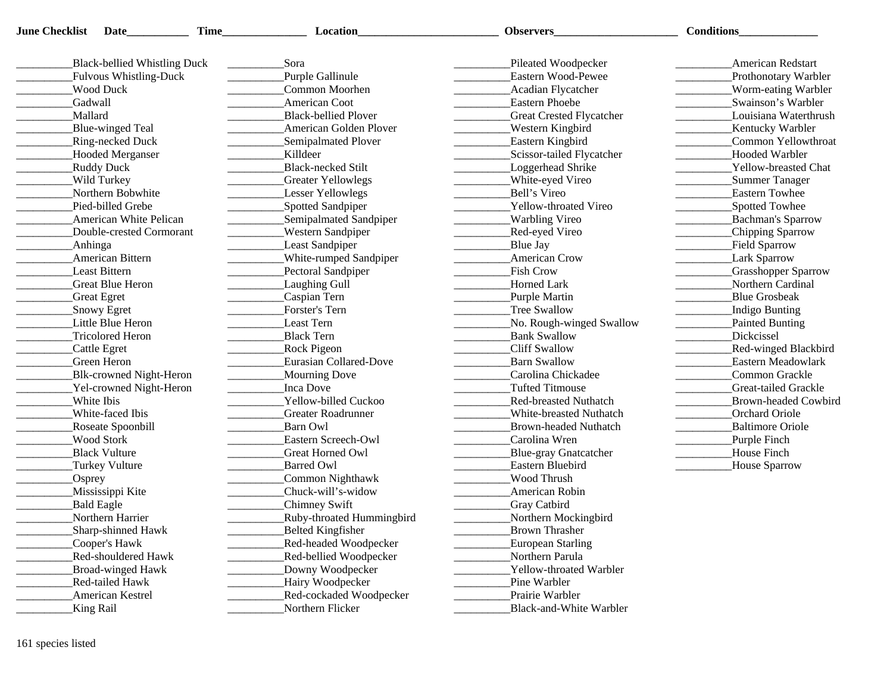**June Checklist** **Date___________** **Time_______________** **Location_________________________** **Observers______________________** **Conditions______________**

__________Black-bellied Whistling Duck
__________Fulvous Whistling-Duck
__________Wood Duck
__________Gadwall
__________Mallard
__________Blue-winged Teal
__________Ring-necked Duck
__________Hooded Merganser
__________Ruddy Duck
__________Wild Turkey
__________Northern Bobwhite
__________Pied-billed Grebe
__________American White Pelican
__________Double-crested Cormorant
__________Anhinga
__________American Bittern
__________Least Bittern
__________Great Blue Heron
__________Great Egret
__________Snowy Egret
__________Little Blue Heron
__________Tricolored Heron
__________Cattle Egret
__________Green Heron
__________Blk-crowned Night-Heron
__________Yel-crowned Night-Heron
__________White Ibis
__________White-faced Ibis
__________Roseate Spoonbill
__________Wood Stork
__________Black Vulture
__________Turkey Vulture
__________Osprey
__________Mississippi Kite
__________Bald Eagle
__________Northern Harrier
__________Sharp-shinned Hawk
__________Cooper's Hawk
__________Red-shouldered Hawk
__________Broad-winged Hawk
__________Red-tailed Hawk
__________American Kestrel
__________King Rail
__________Sora
__________Purple Gallinule
__________Common Moorhen
__________American Coot
__________Black-bellied Plover
__________American Golden Plover
__________Semipalmated Plover
__________Killdeer
__________Black-necked Stilt
__________Greater Yellowlegs
__________Lesser Yellowlegs
__________Spotted Sandpiper
__________Semipalmated Sandpiper
__________Western Sandpiper
__________Least Sandpiper
__________White-rumped Sandpiper
__________Pectoral Sandpiper
__________Laughing Gull
__________Caspian Tern
__________Forster's Tern
__________Least Tern
__________Black Tern
__________Rock Pigeon
__________Eurasian Collared-Dove
__________Mourning Dove
__________Inca Dove
__________Yellow-billed Cuckoo
__________Greater Roadrunner
__________Barn Owl
__________Eastern Screech-Owl
__________Great Horned Owl
__________Barred Owl
__________Common Nighthawk
__________Chuck-will's-widow
__________Chimney Swift
__________Ruby-throated Hummingbird
__________Belted Kingfisher
__________Red-headed Woodpecker
__________Red-bellied Woodpecker
__________Downy Woodpecker
__________Hairy Woodpecker
__________Red-cockaded Woodpecker
__________Northern Flicker
__________Pileated Woodpecker
__________Eastern Wood-Pewee
__________Acadian Flycatcher
__________Eastern Phoebe
__________Great Crested Flycatcher
__________Western Kingbird
__________Eastern Kingbird
__________Scissor-tailed Flycatcher
__________Loggerhead Shrike
__________White-eyed Vireo
__________Bell's Vireo
__________Yellow-throated Vireo
__________Warbling Vireo
__________Red-eyed Vireo
__________Blue Jay
__________American Crow
__________Fish Crow
__________Horned Lark
__________Purple Martin
__________Tree Swallow
__________No. Rough-winged Swallow
__________Bank Swallow
__________Cliff Swallow
__________Barn Swallow
__________Carolina Chickadee
__________Tufted Titmouse
__________Red-breasted Nuthatch
__________White-breasted Nuthatch
__________Brown-headed Nuthatch
__________Carolina Wren
__________Blue-gray Gnatcatcher
__________Eastern Bluebird
__________Wood Thrush
__________American Robin
__________Gray Catbird
__________Northern Mockingbird
__________Brown Thrasher
__________European Starling
__________Northern Parula
__________Yellow-throated Warbler
__________Pine Warbler
__________Prairie Warbler
__________Black-and-White Warbler
__________American Redstart
__________Prothonotary Warbler
__________Worm-eating Warbler
__________Swainson's Warbler
__________Louisiana Waterthrush
__________Kentucky Warbler
__________Common Yellowthroat
__________Hooded Warbler
__________Yellow-breasted Chat
__________Summer Tanager
__________Eastern Towhee
__________Spotted Towhee
__________Bachman's Sparrow
__________Chipping Sparrow
__________Field Sparrow
__________Lark Sparrow
__________Grasshopper Sparrow
__________Northern Cardinal
__________Blue Grosbeak
__________Indigo Bunting
__________Painted Bunting
__________Dickcissel
__________Red-winged Blackbird
__________Eastern Meadowlark
__________Common Grackle
__________Great-tailed Grackle
__________Brown-headed Cowbird
__________Orchard Oriole
__________Baltimore Oriole
__________Purple Finch
__________House Finch
__________House Sparrow

161 species listed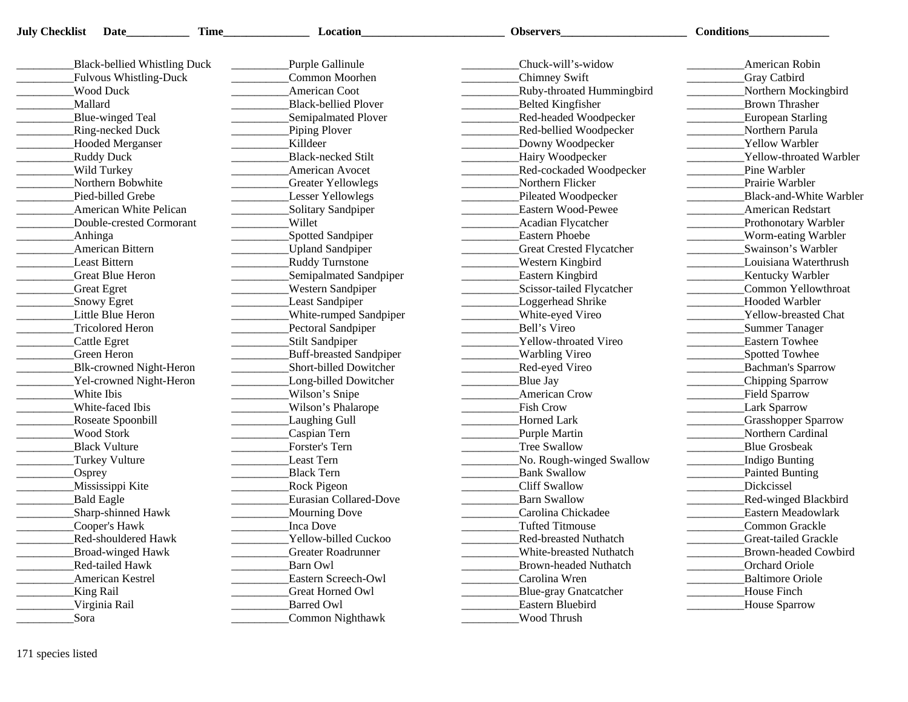**July Checklist** **Date**___________ **Time**_______________ **Location**_________________________ **Observers**______________________ **Conditions**______________

__________Black-bellied Whistling Duck
__________Fulvous Whistling-Duck
__________Wood Duck
__________Mallard
__________Blue-winged Teal
__________Ring-necked Duck
__________Hooded Merganser
__________Ruddy Duck
__________Wild Turkey
__________Northern Bobwhite
__________Pied-billed Grebe
__________American White Pelican
__________Double-crested Cormorant
__________Anhinga
__________American Bittern
__________Least Bittern
__________Great Blue Heron
__________Great Egret
__________Snowy Egret
__________Little Blue Heron
__________Tricolored Heron
__________Cattle Egret
__________Green Heron
__________Blk-crowned Night-Heron
__________Yel-crowned Night-Heron
__________White Ibis
__________White-faced Ibis
__________Roseate Spoonbill
__________Wood Stork
__________Black Vulture
__________Turkey Vulture
__________Osprey
__________Mississippi Kite
__________Bald Eagle
__________Sharp-shinned Hawk
__________Cooper's Hawk
__________Red-shouldered Hawk
__________Broad-winged Hawk
__________Red-tailed Hawk
__________American Kestrel
__________King Rail
__________Virginia Rail
__________Sora

__________Purple Gallinule
__________Common Moorhen
__________American Coot
__________Black-bellied Plover
__________Semipalmated Plover
__________Piping Plover
__________Killdeer
__________Black-necked Stilt
__________American Avocet
__________Greater Yellowlegs
__________Lesser Yellowlegs
__________Solitary Sandpiper
__________Willet
__________Spotted Sandpiper
__________Upland Sandpiper
__________Ruddy Turnstone
__________Semipalmated Sandpiper
__________Western Sandpiper
__________Least Sandpiper
__________White-rumped Sandpiper
__________Pectoral Sandpiper
__________Stilt Sandpiper
__________Buff-breasted Sandpiper
__________Short-billed Dowitcher
__________Long-billed Dowitcher
__________Wilson's Snipe
__________Wilson's Phalarope
__________Laughing Gull
__________Caspian Tern
__________Forster's Tern
__________Least Tern
__________Black Tern
__________Rock Pigeon
__________Eurasian Collared-Dove
__________Mourning Dove
__________Inca Dove
__________Yellow-billed Cuckoo
__________Greater Roadrunner
__________Barn Owl
__________Eastern Screech-Owl
__________Great Horned Owl
__________Barred Owl
__________Common Nighthawk

__________Chuck-will's-widow
__________Chimney Swift
__________Ruby-throated Hummingbird
__________Belted Kingfisher
__________Red-headed Woodpecker
__________Red-bellied Woodpecker
__________Downy Woodpecker
__________Hairy Woodpecker
__________Red-cockaded Woodpecker
__________Northern Flicker
__________Pileated Woodpecker
__________Eastern Wood-Pewee
__________Acadian Flycatcher
__________Eastern Phoebe
__________Great Crested Flycatcher
__________Western Kingbird
__________Eastern Kingbird
__________Scissor-tailed Flycatcher
__________Loggerhead Shrike
__________White-eyed Vireo
__________Bell's Vireo
__________Yellow-throated Vireo
__________Warbling Vireo
__________Red-eyed Vireo
__________Blue Jay
__________American Crow
__________Fish Crow
__________Horned Lark
__________Purple Martin
__________Tree Swallow
__________No. Rough-winged Swallow
__________Bank Swallow
__________Cliff Swallow
__________Barn Swallow
__________Carolina Chickadee
__________Tufted Titmouse
__________Red-breasted Nuthatch
__________White-breasted Nuthatch
__________Brown-headed Nuthatch
__________Carolina Wren
__________Blue-gray Gnatcatcher
__________Eastern Bluebird
__________Wood Thrush

__________American Robin
__________Gray Catbird
__________Northern Mockingbird
__________Brown Thrasher
__________European Starling
__________Northern Parula
__________Yellow Warbler
__________Yellow-throated Warbler
__________Pine Warbler
__________Prairie Warbler
__________Black-and-White Warbler
__________American Redstart
__________Prothonotary Warbler
__________Worm-eating Warbler
__________Swainson's Warbler
__________Louisiana Waterthrush
__________Kentucky Warbler
__________Common Yellowthroat
__________Hooded Warbler
__________Yellow-breasted Chat
__________Summer Tanager
__________Eastern Towhee
__________Spotted Towhee
__________Bachman's Sparrow
__________Chipping Sparrow
__________Field Sparrow
__________Lark Sparrow
__________Grasshopper Sparrow
__________Northern Cardinal
__________Blue Grosbeak
__________Indigo Bunting
__________Painted Bunting
__________Dickcissel
__________Red-winged Blackbird
__________Eastern Meadowlark
__________Common Grackle
__________Great-tailed Grackle
__________Brown-headed Cowbird
__________Orchard Oriole
__________Baltimore Oriole
__________House Finch
__________House Sparrow

171 species listed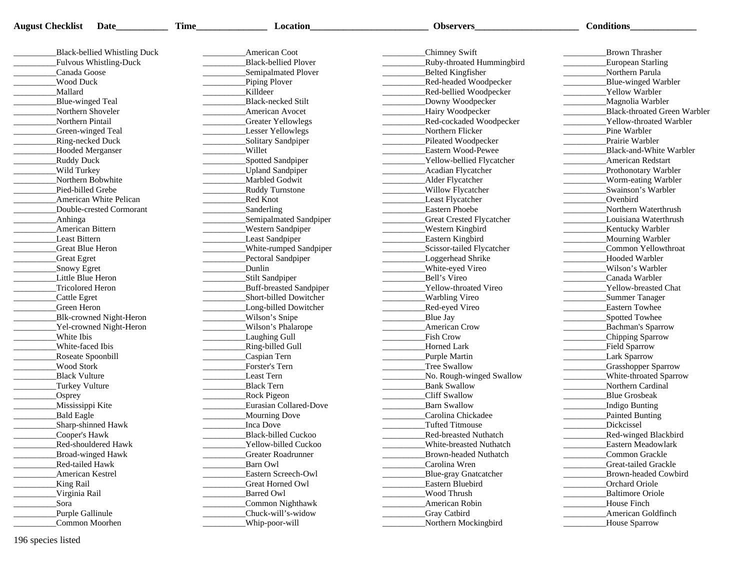**August Checklist** **Date**___________ **Time**_______________ **Location**_________________________ **Observers**______________________ **Conditions**______________

__________Black-bellied Whistling Duck
__________Fulvous Whistling-Duck
__________Canada Goose
__________Wood Duck
__________Mallard
__________Blue-winged Teal
__________Northern Shoveler
__________Northern Pintail
__________Green-winged Teal
__________Ring-necked Duck
__________Hooded Merganser
__________Ruddy Duck
__________Wild Turkey
__________Northern Bobwhite
__________Pied-billed Grebe
__________American White Pelican
__________Double-crested Cormorant
__________Anhinga
__________American Bittern
__________Least Bittern
__________Great Blue Heron
__________Great Egret
__________Snowy Egret
__________Little Blue Heron
__________Tricolored Heron
__________Cattle Egret
__________Green Heron
__________Blk-crowned Night-Heron
__________Yel-crowned Night-Heron
__________White Ibis
__________White-faced Ibis
__________Roseate Spoonbill
__________Wood Stork
__________Black Vulture
__________Turkey Vulture
__________Osprey
__________Mississippi Kite
__________Bald Eagle
__________Sharp-shinned Hawk
__________Cooper's Hawk
__________Red-shouldered Hawk
__________Broad-winged Hawk
__________Red-tailed Hawk
__________American Kestrel
__________King Rail
__________Virginia Rail
__________Sora
__________Purple Gallinule
__________Common Moorhen

__________American Coot
__________Black-bellied Plover
__________Semipalmated Plover
__________Piping Plover
__________Killdeer
__________Black-necked Stilt
__________American Avocet
__________Greater Yellowlegs
__________Lesser Yellowlegs
__________Solitary Sandpiper
__________Willet
__________Spotted Sandpiper
__________Upland Sandpiper
__________Marbled Godwit
__________Ruddy Turnstone
__________Red Knot
__________Sanderling
__________Semipalmated Sandpiper
__________Western Sandpiper
__________Least Sandpiper
__________White-rumped Sandpiper
__________Pectoral Sandpiper
__________Dunlin
__________Stilt Sandpiper
__________Buff-breasted Sandpiper
__________Short-billed Dowitcher
__________Long-billed Dowitcher
__________Wilson’s Snipe
__________Wilson’s Phalarope
__________Laughing Gull
__________Ring-billed Gull
__________Caspian Tern
__________Forster's Tern
__________Least Tern
__________Black Tern
__________Rock Pigeon
__________Eurasian Collared-Dove
__________Mourning Dove
__________Inca Dove
__________Black-billed Cuckoo
__________Yellow-billed Cuckoo
__________Greater Roadrunner
__________Barn Owl
__________Eastern Screech-Owl
__________Great Horned Owl
__________Barred Owl
__________Common Nighthawk
__________Chuck-will’s-widow
__________Whip-poor-will

__________Chimney Swift
__________Ruby-throated Hummingbird
__________Belted Kingfisher
__________Red-headed Woodpecker
__________Red-bellied Woodpecker
__________Downy Woodpecker
__________Hairy Woodpecker
__________Red-cockaded Woodpecker
__________Northern Flicker
__________Pileated Woodpecker
__________Eastern Wood-Pewee
__________Yellow-bellied Flycatcher
__________Acadian Flycatcher
__________Alder Flycatcher
__________Willow Flycatcher
__________Least Flycatcher
__________Eastern Phoebe
__________Great Crested Flycatcher
__________Western Kingbird
__________Eastern Kingbird
__________Scissor-tailed Flycatcher
__________Loggerhead Shrike
__________White-eyed Vireo
__________Bell’s Vireo
__________Yellow-throated Vireo
__________Warbling Vireo
__________Red-eyed Vireo
__________Blue Jay
__________American Crow
__________Fish Crow
__________Horned Lark
__________Purple Martin
__________Tree Swallow
__________No. Rough-winged Swallow
__________Bank Swallow
__________Cliff Swallow
__________Barn Swallow
__________Carolina Chickadee
__________Tufted Titmouse
__________Red-breasted Nuthatch
__________White-breasted Nuthatch
__________Brown-headed Nuthatch
__________Carolina Wren
__________Blue-gray Gnatcatcher
__________Eastern Bluebird
__________Wood Thrush
__________American Robin
__________Gray Catbird
__________Northern Mockingbird

__________Brown Thrasher
__________European Starling
__________Northern Parula
__________Blue-winged Warbler
__________Yellow Warbler
__________Magnolia Warbler
__________Black-throated Green Warbler
__________Yellow-throated Warbler
__________Pine Warbler
__________Prairie Warbler
__________Black-and-White Warbler
__________American Redstart
__________Prothonotary Warbler
__________Worm-eating Warbler
__________Swainson’s Warbler
__________Ovenbird
__________Northern Waterthrush
__________Louisiana Waterthrush
__________Kentucky Warbler
__________Mourning Warbler
__________Common Yellowthroat
__________Hooded Warbler
__________Wilson’s Warbler
__________Canada Warbler
__________Yellow-breasted Chat
__________Summer Tanager
__________Eastern Towhee
__________Spotted Towhee
__________Bachman's Sparrow
__________Chipping Sparrow
__________Field Sparrow
__________Lark Sparrow
__________Grasshopper Sparrow
__________White-throated Sparrow
__________Northern Cardinal
__________Blue Grosbeak
__________Indigo Bunting
__________Painted Bunting
__________Dickcissel
__________Red-winged Blackbird
__________Eastern Meadowlark
__________Common Grackle
__________Great-tailed Grackle
__________Brown-headed Cowbird
__________Orchard Oriole
__________Baltimore Oriole
__________House Finch
__________American Goldfinch
__________House Sparrow

196 species listed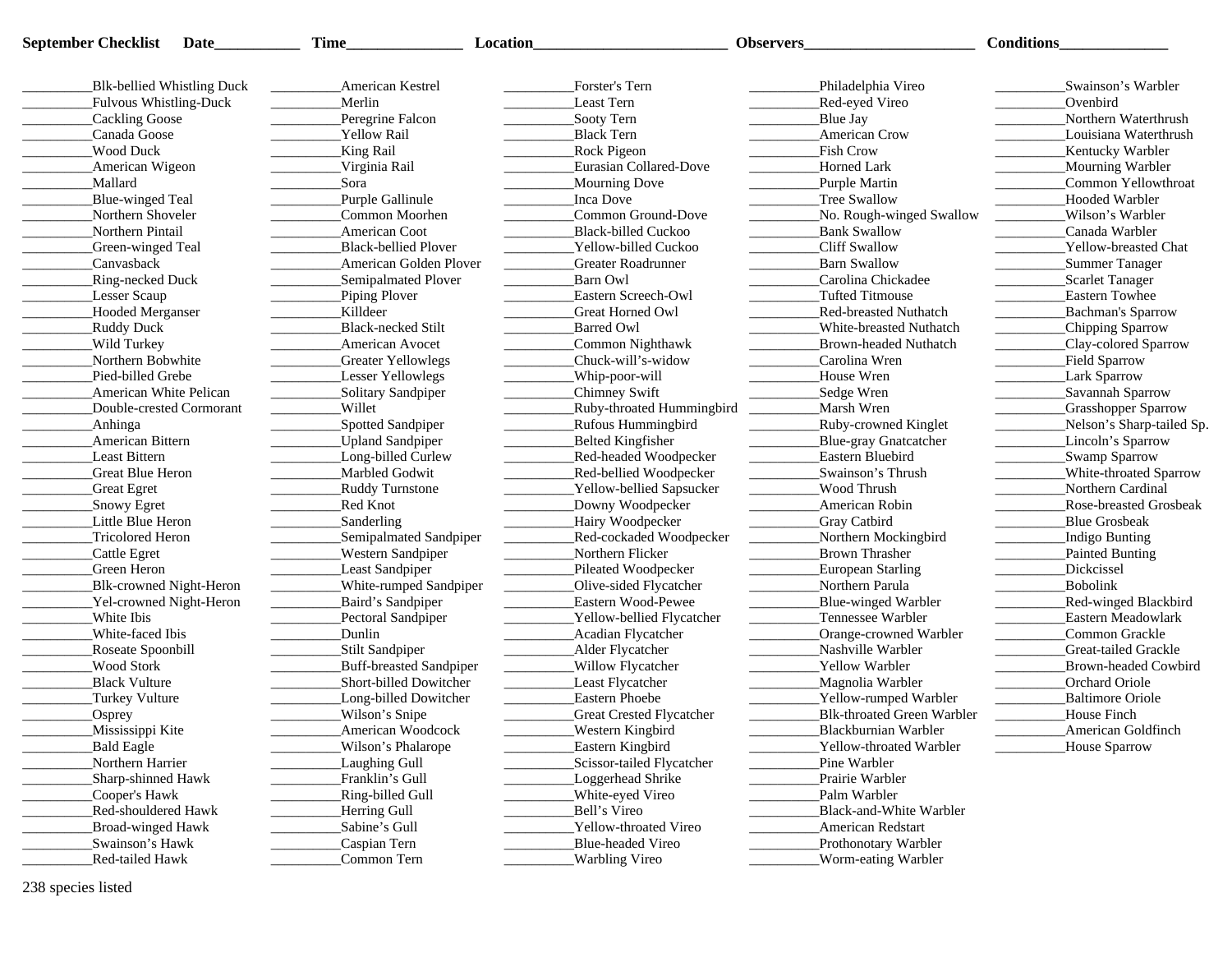**September Checklist** **Date**___________ **Time**_______________ **Location**_________________________ **Observers**______________________ **Conditions**______________

__________Blk-bellied Whistling Duck
__________Fulvous Whistling-Duck
__________Cackling Goose
__________Canada Goose
__________Wood Duck
__________American Wigeon
__________Mallard
__________Blue-winged Teal
__________Northern Shoveler
__________Northern Pintail
__________Green-winged Teal
__________Canvasback
__________Ring-necked Duck
__________Lesser Scaup
__________Hooded Merganser
__________Ruddy Duck
__________Wild Turkey
__________Northern Bobwhite
__________Pied-billed Grebe
__________American White Pelican
__________Double-crested Cormorant
__________Anhinga
__________American Bittern
__________Least Bittern
__________Great Blue Heron
__________Great Egret
__________Snowy Egret
__________Little Blue Heron
__________Tricolored Heron
__________Cattle Egret
__________Green Heron
__________Blk-crowned Night-Heron
__________Yel-crowned Night-Heron
__________White Ibis
__________White-faced Ibis
__________Roseate Spoonbill
__________Wood Stork
__________Black Vulture
__________Turkey Vulture
__________Osprey
__________Mississippi Kite
__________Bald Eagle
__________Northern Harrier
__________Sharp-shinned Hawk
__________Cooper's Hawk
__________Red-shouldered Hawk
__________Broad-winged Hawk
__________Swainson's Hawk
__________Red-tailed Hawk
__________American Kestrel
__________Merlin
__________Peregrine Falcon
__________Yellow Rail
__________King Rail
__________Virginia Rail
__________Sora
__________Purple Gallinule
__________Common Moorhen
__________American Coot
__________Black-bellied Plover
__________American Golden Plover
__________Semipalmated Plover
__________Piping Plover
__________Killdeer
__________Black-necked Stilt
__________American Avocet
__________Greater Yellowlegs
__________Lesser Yellowlegs
__________Solitary Sandpiper
__________Willet
__________Spotted Sandpiper
__________Upland Sandpiper
__________Long-billed Curlew
__________Marbled Godwit
__________Ruddy Turnstone
__________Red Knot
__________Sanderling
__________Semipalmated Sandpiper
__________Western Sandpiper
__________Least Sandpiper
__________White-rumped Sandpiper
__________Baird's Sandpiper
__________Pectoral Sandpiper
__________Dunlin
__________Stilt Sandpiper
__________Buff-breasted Sandpiper
__________Short-billed Dowitcher
__________Long-billed Dowitcher
__________Wilson's Snipe
__________American Woodcock
__________Wilson's Phalarope
__________Laughing Gull
__________Franklin's Gull
__________Ring-billed Gull
__________Herring Gull
__________Sabine's Gull
__________Caspian Tern
__________Common Tern
__________Forster's Tern
__________Least Tern
__________Sooty Tern
__________Black Tern
__________Rock Pigeon
__________Eurasian Collared-Dove
__________Mourning Dove
__________Inca Dove
__________Common Ground-Dove
__________Black-billed Cuckoo
__________Yellow-billed Cuckoo
__________Greater Roadrunner
__________Barn Owl
__________Eastern Screech-Owl
__________Great Horned Owl
__________Barred Owl
__________Common Nighthawk
__________Chuck-will's-widow
__________Whip-poor-will
__________Chimney Swift
__________Ruby-throated Hummingbird
__________Rufous Hummingbird
__________Belted Kingfisher
__________Red-headed Woodpecker
__________Red-bellied Woodpecker
__________Yellow-bellied Sapsucker
__________Downy Woodpecker
__________Hairy Woodpecker
__________Red-cockaded Woodpecker
__________Northern Flicker
__________Pileated Woodpecker
__________Olive-sided Flycatcher
__________Eastern Wood-Pewee
__________Yellow-bellied Flycatcher
__________Acadian Flycatcher
__________Alder Flycatcher
__________Willow Flycatcher
__________Least Flycatcher
__________Eastern Phoebe
__________Great Crested Flycatcher
__________Western Kingbird
__________Eastern Kingbird
__________Scissor-tailed Flycatcher
__________Loggerhead Shrike
__________White-eyed Vireo
__________Bell's Vireo
__________Yellow-throated Vireo
__________Blue-headed Vireo
__________Warbling Vireo
__________Philadelphia Vireo
__________Red-eyed Vireo
__________Blue Jay
__________American Crow
__________Fish Crow
__________Horned Lark
__________Purple Martin
__________Tree Swallow
__________No. Rough-winged Swallow
__________Bank Swallow
__________Cliff Swallow
__________Barn Swallow
__________Carolina Chickadee
__________Tufted Titmouse
__________Red-breasted Nuthatch
__________White-breasted Nuthatch
__________Brown-headed Nuthatch
__________Carolina Wren
__________House Wren
__________Sedge Wren
__________Marsh Wren
__________Ruby-crowned Kinglet
__________Blue-gray Gnatcatcher
__________Eastern Bluebird
__________Swainson's Thrush
__________Wood Thrush
__________American Robin
__________Gray Catbird
__________Northern Mockingbird
__________Brown Thrasher
__________European Starling
__________Northern Parula
__________Blue-winged Warbler
__________Tennessee Warbler
__________Orange-crowned Warbler
__________Nashville Warbler
__________Yellow Warbler
__________Magnolia Warbler
__________Yellow-rumped Warbler
__________Blk-throated Green Warbler
__________Blackburnian Warbler
__________Yellow-throated Warbler
__________Pine Warbler
__________Prairie Warbler
__________Palm Warbler
__________Black-and-White Warbler
__________American Redstart
__________Prothonotary Warbler
__________Worm-eating Warbler
__________Swainson's Warbler
__________Ovenbird
__________Northern Waterthrush
__________Louisiana Waterthrush
__________Kentucky Warbler
__________Mourning Warbler
__________Common Yellowthroat
__________Hooded Warbler
__________Wilson's Warbler
__________Canada Warbler
__________Yellow-breasted Chat
__________Summer Tanager
__________Scarlet Tanager
__________Eastern Towhee
__________Bachman's Sparrow
__________Chipping Sparrow
__________Clay-colored Sparrow
__________Field Sparrow
__________Lark Sparrow
__________Savannah Sparrow
__________Grasshopper Sparrow
__________Nelson's Sharp-tailed Sp.
__________Lincoln's Sparrow
__________Swamp Sparrow
__________White-throated Sparrow
__________Northern Cardinal
__________Rose-breasted Grosbeak
__________Blue Grosbeak
__________Indigo Bunting
__________Painted Bunting
__________Dickcissel
__________Bobolink
__________Red-winged Blackbird
__________Eastern Meadowlark
__________Common Grackle
__________Great-tailed Grackle
__________Brown-headed Cowbird
__________Orchard Oriole
__________Baltimore Oriole
__________House Finch
__________American Goldfinch
__________House Sparrow

238 species listed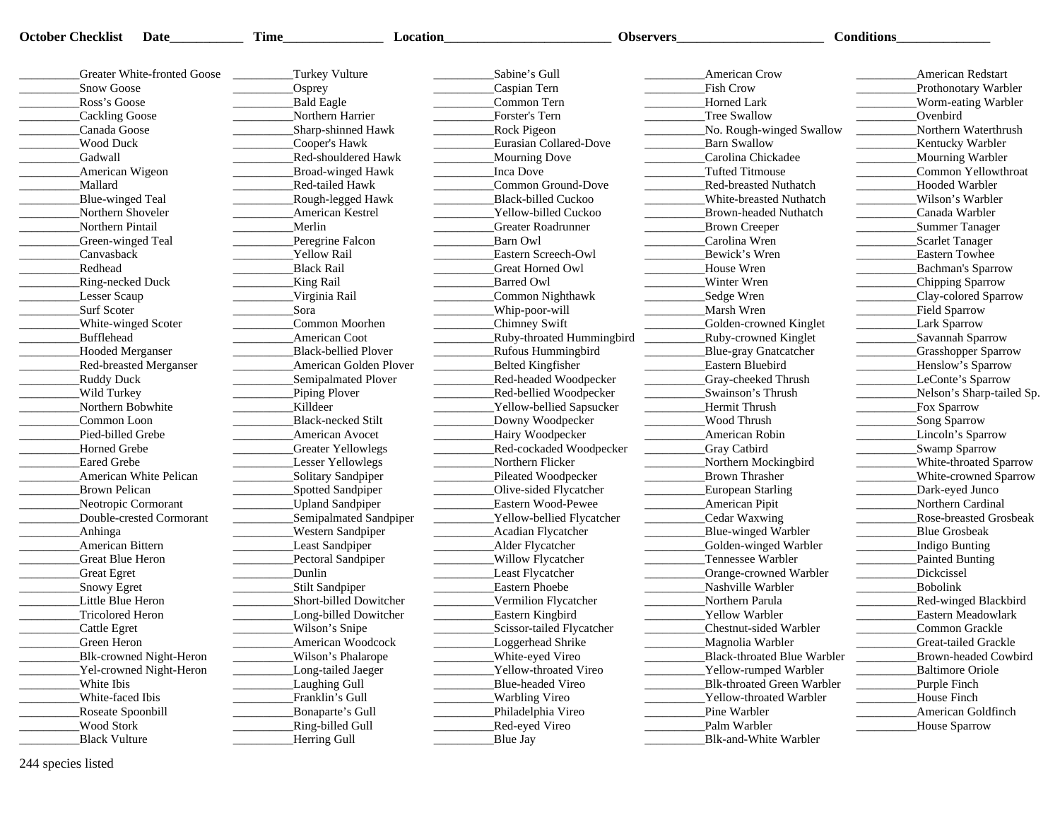**October Checklist** **Date**___________ **Time**_______________ **Location**__________________________ **Observers**_______________________ **Conditions**______________

__________Greater White-fronted Goose
__________Snow Goose
__________Ross's Goose
__________Cackling Goose
__________Canada Goose
__________Wood Duck
__________Gadwall
__________American Wigeon
__________Mallard
__________Blue-winged Teal
__________Northern Shoveler
__________Northern Pintail
__________Green-winged Teal
__________Canvasback
__________Redhead
__________Ring-necked Duck
__________Lesser Scaup
__________Surf Scoter
__________White-winged Scoter
__________Bufflehead
__________Hooded Merganser
__________Red-breasted Merganser
__________Ruddy Duck
__________Wild Turkey
__________Northern Bobwhite
__________Common Loon
__________Pied-billed Grebe
__________Horned Grebe
__________Eared Grebe
__________American White Pelican
__________Brown Pelican
__________Neotropic Cormorant
__________Double-crested Cormorant
__________Anhinga
__________American Bittern
__________Great Blue Heron
__________Great Egret
__________Snowy Egret
__________Little Blue Heron
__________Tricolored Heron
__________Cattle Egret
__________Green Heron
__________Blk-crowned Night-Heron
__________Yel-crowned Night-Heron
__________White Ibis
__________White-faced Ibis
__________Roseate Spoonbill
__________Wood Stork
__________Black Vulture

__________Turkey Vulture
__________Osprey
__________Bald Eagle
__________Northern Harrier
__________Sharp-shinned Hawk
__________Cooper's Hawk
__________Red-shouldered Hawk
__________Broad-winged Hawk
__________Red-tailed Hawk
__________Rough-legged Hawk
__________American Kestrel
__________Merlin
__________Peregrine Falcon
__________Yellow Rail
__________Black Rail
__________King Rail
__________Virginia Rail
__________Sora
__________Common Moorhen
__________American Coot
__________Black-bellied Plover
__________American Golden Plover
__________Semipalmated Plover
__________Piping Plover
__________Killdeer
__________Black-necked Stilt
__________American Avocet
__________Greater Yellowlegs
__________Lesser Yellowlegs
__________Solitary Sandpiper
__________Spotted Sandpiper
__________Upland Sandpiper
__________Semipalmated Sandpiper
__________Western Sandpiper
__________Least Sandpiper
__________Pectoral Sandpiper
__________Dunlin
__________Stilt Sandpiper
__________Short-billed Dowitcher
__________Long-billed Dowitcher
__________Wilson's Snipe
__________American Woodcock
__________Wilson's Phalarope
__________Long-tailed Jaeger
__________Laughing Gull
__________Franklin's Gull
__________Bonaparte's Gull
__________Ring-billed Gull
__________Herring Gull

__________Sabine's Gull
__________Caspian Tern
__________Common Tern
__________Forster's Tern
__________Rock Pigeon
__________Eurasian Collared-Dove
__________Mourning Dove
__________Inca Dove
__________Common Ground-Dove
__________Black-billed Cuckoo
__________Yellow-billed Cuckoo
__________Greater Roadrunner
__________Barn Owl
__________Eastern Screech-Owl
__________Great Horned Owl
__________Barred Owl
__________Common Nighthawk
__________Whip-poor-will
__________Chimney Swift
__________Ruby-throated Hummingbird
__________Rufous Hummingbird
__________Belted Kingfisher
__________Red-headed Woodpecker
__________Red-bellied Woodpecker
__________Yellow-bellied Sapsucker
__________Downy Woodpecker
__________Hairy Woodpecker
__________Red-cockaded Woodpecker
__________Northern Flicker
__________Pileated Woodpecker
__________Olive-sided Flycatcher
__________Eastern Wood-Pewee
__________Yellow-bellied Flycatcher
__________Acadian Flycatcher
__________Alder Flycatcher
__________Willow Flycatcher
__________Least Flycatcher
__________Eastern Phoebe
__________Vermilion Flycatcher
__________Eastern Kingbird
__________Scissor-tailed Flycatcher
__________Loggerhead Shrike
__________White-eyed Vireo
__________Yellow-throated Vireo
__________Blue-headed Vireo
__________Warbling Vireo
__________Philadelphia Vireo
__________Red-eyed Vireo
__________Blue Jay

__________American Crow
__________Fish Crow
__________Horned Lark
__________Tree Swallow
__________No. Rough-winged Swallow
__________Barn Swallow
__________Carolina Chickadee
__________Tufted Titmouse
__________Red-breasted Nuthatch
__________White-breasted Nuthatch
__________Brown-headed Nuthatch
__________Brown Creeper
__________Carolina Wren
__________Bewick's Wren
__________House Wren
__________Winter Wren
__________Sedge Wren
__________Marsh Wren
__________Golden-crowned Kinglet
__________Ruby-crowned Kinglet
__________Blue-gray Gnatcatcher
__________Eastern Bluebird
__________Gray-cheeked Thrush
__________Swainson's Thrush
__________Hermit Thrush
__________Wood Thrush
__________American Robin
__________Gray Catbird
__________Northern Mockingbird
__________Brown Thrasher
__________European Starling
__________American Pipit
__________Cedar Waxwing
__________Blue-winged Warbler
__________Golden-winged Warbler
__________Tennessee Warbler
__________Orange-crowned Warbler
__________Nashville Warbler
__________Northern Parula
__________Yellow Warbler
__________Chestnut-sided Warbler
__________Magnolia Warbler
__________Black-throated Blue Warbler
__________Yellow-rumped Warbler
__________Blk-throated Green Warbler
__________Yellow-throated Warbler
__________Pine Warbler
__________Palm Warbler
__________Blk-and-White Warbler

__________American Redstart
__________Prothonotary Warbler
__________Worm-eating Warbler
__________Ovenbird
__________Northern Waterthrush
__________Kentucky Warbler
__________Mourning Warbler
__________Common Yellowthroat
__________Hooded Warbler
__________Wilson's Warbler
__________Canada Warbler
__________Summer Tanager
__________Scarlet Tanager
__________Eastern Towhee
__________Bachman's Sparrow
__________Chipping Sparrow
__________Clay-colored Sparrow
__________Field Sparrow
__________Lark Sparrow
__________Savannah Sparrow
__________Grasshopper Sparrow
__________Henslow's Sparrow
__________LeConte's Sparrow
__________Nelson's Sharp-tailed Sp.
__________Fox Sparrow
__________Song Sparrow
__________Lincoln's Sparrow
__________Swamp Sparrow
__________White-throated Sparrow
__________White-crowned Sparrow
__________Dark-eyed Junco
__________Northern Cardinal
__________Rose-breasted Grosbeak
__________Blue Grosbeak
__________Indigo Bunting
__________Painted Bunting
__________Dickcissel
__________Bobolink
__________Red-winged Blackbird
__________Eastern Meadowlark
__________Common Grackle
__________Great-tailed Grackle
__________Brown-headed Cowbird
__________Baltimore Oriole
__________Purple Finch
__________House Finch
__________American Goldfinch
__________House Sparrow

244 species listed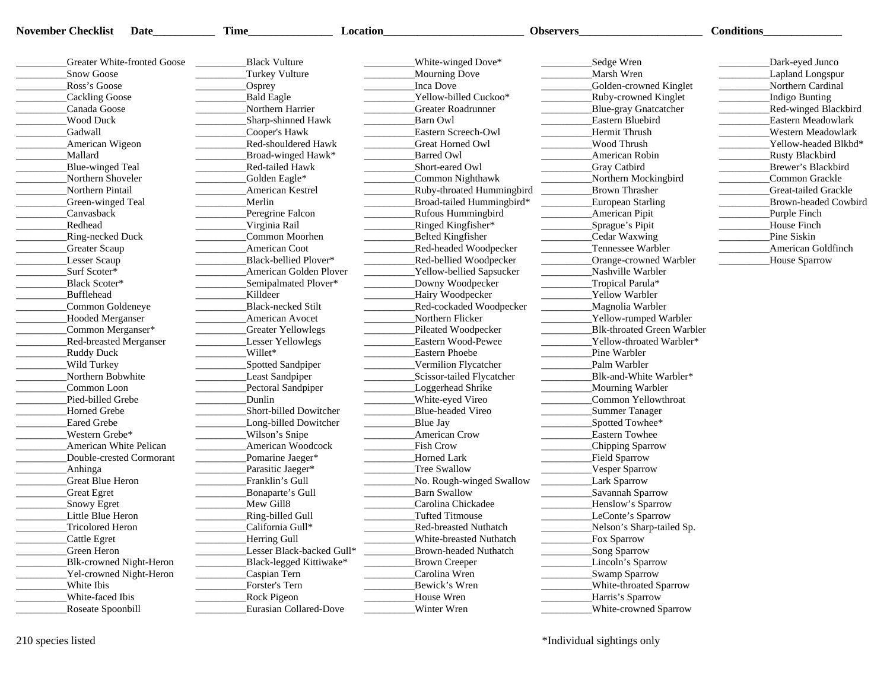**November Checklist** Date___________ Time_______________ Location_________________________ Observers______________________ Conditions______________

__________Greater White-fronted Goose
__________Snow Goose
__________Ross's Goose
__________Cackling Goose
__________Canada Goose
__________Wood Duck
__________Gadwall
__________American Wigeon
__________Mallard
__________Blue-winged Teal
__________Northern Shoveler
__________Northern Pintail
__________Green-winged Teal
__________Canvasback
__________Redhead
__________Ring-necked Duck
__________Greater Scaup
__________Lesser Scaup
__________Surf Scoter*
__________Black Scoter*
__________Bufflehead
__________Common Goldeneye
__________Hooded Merganser
__________Common Merganser*
__________Red-breasted Merganser
__________Ruddy Duck
__________Wild Turkey
__________Northern Bobwhite
__________Common Loon
__________Pied-billed Grebe
__________Horned Grebe
__________Eared Grebe
__________Western Grebe*
__________American White Pelican
__________Double-crested Cormorant
__________Anhinga
__________Great Blue Heron
__________Great Egret
__________Snowy Egret
__________Little Blue Heron
__________Tricolored Heron
__________Cattle Egret
__________Green Heron
__________Blk-crowned Night-Heron
__________Yel-crowned Night-Heron
__________White Ibis
__________White-faced Ibis
__________Roseate Spoonbill

__________Black Vulture
__________Turkey Vulture
__________Osprey
__________Bald Eagle
__________Northern Harrier
__________Sharp-shinned Hawk
__________Cooper's Hawk
__________Red-shouldered Hawk
__________Broad-winged Hawk*
__________Red-tailed Hawk
__________Golden Eagle*
__________American Kestrel
__________Merlin
__________Peregrine Falcon
__________Virginia Rail
__________Common Moorhen
__________American Coot
__________Black-bellied Plover*
__________American Golden Plover
__________Semipalmated Plover*
__________Killdeer
__________Black-necked Stilt
__________American Avocet
__________Greater Yellowlegs
__________Lesser Yellowlegs
__________Willet*
__________Spotted Sandpiper
__________Least Sandpiper
__________Pectoral Sandpiper
__________Dunlin
__________Short-billed Dowitcher
__________Long-billed Dowitcher
__________Wilson's Snipe
__________American Woodcock
__________Pomarine Jaeger*
__________Parasitic Jaeger*
__________Franklin's Gull
__________Bonaparte's Gull
__________Mew Gill8
__________Ring-billed Gull
__________California Gull*
__________Herring Gull
__________Lesser Black-backed Gull*
__________Black-legged Kittiwake*
__________Caspian Tern
__________Forster's Tern
__________Rock Pigeon
__________Eurasian Collared-Dove

__________White-winged Dove*
__________Mourning Dove
__________Inca Dove
__________Yellow-billed Cuckoo*
__________Greater Roadrunner
__________Barn Owl
__________Eastern Screech-Owl
__________Great Horned Owl
__________Barred Owl
__________Short-eared Owl
__________Common Nighthawk
__________Ruby-throated Hummingbird
__________Broad-tailed Hummingbird*
__________Rufous Hummingbird
__________Ringed Kingfisher*
__________Belted Kingfisher
__________Red-headed Woodpecker
__________Red-bellied Woodpecker
__________Yellow-bellied Sapsucker
__________Downy Woodpecker
__________Hairy Woodpecker
__________Red-cockaded Woodpecker
__________Northern Flicker
__________Pileated Woodpecker
__________Eastern Wood-Pewee
__________Eastern Phoebe
__________Vermilion Flycatcher
__________Scissor-tailed Flycatcher
__________Loggerhead Shrike
__________White-eyed Vireo
__________Blue-headed Vireo
__________Blue Jay
__________American Crow
__________Fish Crow
__________Horned Lark
__________Tree Swallow
__________No. Rough-winged Swallow
__________Barn Swallow
__________Carolina Chickadee
__________Tufted Titmouse
__________Red-breasted Nuthatch
__________White-breasted Nuthatch
__________Brown-headed Nuthatch
__________Brown Creeper
__________Carolina Wren
__________Bewick's Wren
__________House Wren
__________Winter Wren

__________Sedge Wren
__________Marsh Wren
__________Golden-crowned Kinglet
__________Ruby-crowned Kinglet
__________Blue-gray Gnatcatcher
__________Eastern Bluebird
__________Hermit Thrush
__________Wood Thrush
__________American Robin
__________Gray Catbird
__________Northern Mockingbird
__________Brown Thrasher
__________European Starling
__________American Pipit
__________Sprague's Pipit
__________Cedar Waxwing
__________Tennessee Warbler
__________Orange-crowned Warbler
__________Nashville Warbler
__________Tropical Parula*
__________Yellow Warbler
__________Magnolia Warbler
__________Yellow-rumped Warbler
__________Blk-throated Green Warbler
__________Yellow-throated Warbler*
__________Pine Warbler
__________Palm Warbler
__________Blk-and-White Warbler*
__________Mourning Warbler
__________Common Yellowthroat
__________Summer Tanager
__________Spotted Towhee*
__________Eastern Towhee
__________Chipping Sparrow
__________Field Sparrow
__________Vesper Sparrow
__________Lark Sparrow
__________Savannah Sparrow
__________Henslow's Sparrow
__________LeConte's Sparrow
__________Nelson's Sharp-tailed Sp.
__________Fox Sparrow
__________Song Sparrow
__________Lincoln's Sparrow
__________Swamp Sparrow
__________White-throated Sparrow
__________Harris's Sparrow
__________White-crowned Sparrow

__________Dark-eyed Junco
__________Lapland Longspur
__________Northern Cardinal
__________Indigo Bunting
__________Red-winged Blackbird
__________Eastern Meadowlark
__________Western Meadowlark
__________Yellow-headed Blkbd*
__________Rusty Blackbird
__________Brewer's Blackbird
__________Common Grackle
__________Great-tailed Grackle
__________Brown-headed Cowbird
__________Purple Finch
__________House Finch
__________Pine Siskin
__________American Goldfinch
__________House Sparrow

210 species listed

*Individual sightings only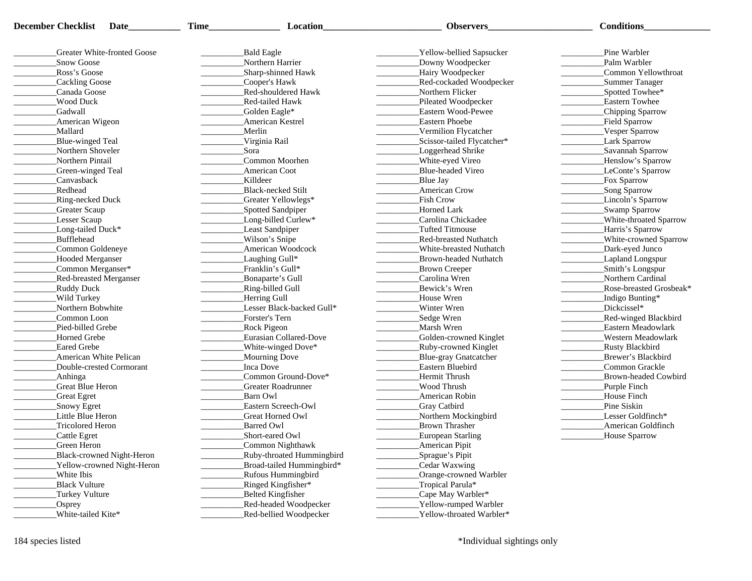**December Checklist** Date__________ Time______________ Location_______________________ Observers____________________ Conditions_____________

__________Greater White-fronted Goose
__________Snow Goose
__________Ross's Goose
__________Cackling Goose
__________Canada Goose
__________Wood Duck
__________Gadwall
__________American Wigeon
__________Mallard
__________Blue-winged Teal
__________Northern Shoveler
__________Northern Pintail
__________Green-winged Teal
__________Canvasback
__________Redhead
__________Ring-necked Duck
__________Greater Scaup
__________Lesser Scaup
__________Long-tailed Duck*
__________Bufflehead
__________Common Goldeneye
__________Hooded Merganser
__________Common Merganser*
__________Red-breasted Merganser
__________Ruddy Duck
__________Wild Turkey
__________Northern Bobwhite
__________Common Loon
__________Pied-billed Grebe
__________Horned Grebe
__________Eared Grebe
__________American White Pelican
__________Double-crested Cormorant
__________Anhinga
__________Great Blue Heron
__________Great Egret
__________Snowy Egret
__________Little Blue Heron
__________Tricolored Heron
__________Cattle Egret
__________Green Heron
__________Black-crowned Night-Heron
__________Yellow-crowned Night-Heron
__________White Ibis
__________Black Vulture
__________Turkey Vulture
__________Osprey
__________White-tailed Kite*

__________Bald Eagle
__________Northern Harrier
__________Sharp-shinned Hawk
__________Cooper's Hawk
__________Red-shouldered Hawk
__________Red-tailed Hawk
__________Golden Eagle*
__________American Kestrel
__________Merlin
__________Virginia Rail
__________Sora
__________Common Moorhen
__________American Coot
__________Killdeer
__________Black-necked Stilt
__________Greater Yellowlegs*
__________Spotted Sandpiper
__________Long-billed Curlew*
__________Least Sandpiper
__________Wilson's Snipe
__________American Woodcock
__________Laughing Gull*
__________Franklin's Gull*
__________Bonaparte's Gull
__________Ring-billed Gull
__________Herring Gull
__________Lesser Black-backed Gull*
__________Forster's Tern
__________Rock Pigeon
__________Eurasian Collared-Dove
__________White-winged Dove*
__________Mourning Dove
__________Inca Dove
__________Common Ground-Dove*
__________Greater Roadrunner
__________Barn Owl
__________Eastern Screech-Owl
__________Great Horned Owl
__________Barred Owl
__________Short-eared Owl
__________Common Nighthawk
__________Ruby-throated Hummingbird
__________Broad-tailed Hummingbird*
__________Rufous Hummingbird
__________Ringed Kingfisher*
__________Belted Kingfisher
__________Red-headed Woodpecker
__________Red-bellied Woodpecker

__________Yellow-bellied Sapsucker
__________Downy Woodpecker
__________Hairy Woodpecker
__________Red-cockaded Woodpecker
__________Northern Flicker
__________Pileated Woodpecker
__________Eastern Wood-Pewee
__________Eastern Phoebe
__________Vermilion Flycatcher
__________Scissor-tailed Flycatcher*
__________Loggerhead Shrike
__________White-eyed Vireo
__________Blue-headed Vireo
__________Blue Jay
__________American Crow
__________Fish Crow
__________Horned Lark
__________Carolina Chickadee
__________Tufted Titmouse
__________Red-breasted Nuthatch
__________White-breasted Nuthatch
__________Brown-headed Nuthatch
__________Brown Creeper
__________Carolina Wren
__________Bewick's Wren
__________House Wren
__________Winter Wren
__________Sedge Wren
__________Marsh Wren
__________Golden-crowned Kinglet
__________Ruby-crowned Kinglet
__________Blue-gray Gnatcatcher
__________Eastern Bluebird
__________Hermit Thrush
__________Wood Thrush
__________American Robin
__________Gray Catbird
__________Northern Mockingbird
__________Brown Thrasher
__________European Starling
__________American Pipit
__________Sprague's Pipit
__________Cedar Waxwing
__________Orange-crowned Warbler
__________Tropical Parula*
__________Cape May Warbler*
__________Yellow-rumped Warbler
__________Yellow-throated Warbler*

__________Pine Warbler
__________Palm Warbler
__________Common Yellowthroat
__________Summer Tanager
__________Spotted Towhee*
__________Eastern Towhee
__________Chipping Sparrow
__________Field Sparrow
__________Vesper Sparrow
__________Lark Sparrow
__________Savannah Sparrow
__________Henslow's Sparrow
__________LeConte's Sparrow
__________Fox Sparrow
__________Song Sparrow
__________Lincoln's Sparrow
__________Swamp Sparrow
__________White-throated Sparrow
__________Harris's Sparrow
__________White-crowned Sparrow
__________Dark-eyed Junco
__________Lapland Longspur
__________Smith's Longspur
__________Northern Cardinal
__________Rose-breasted Grosbeak*
__________Indigo Bunting*
__________Dickcissel*
__________Red-winged Blackbird
__________Eastern Meadowlark
__________Western Meadowlark
__________Rusty Blackbird
__________Brewer's Blackbird
__________Common Grackle
__________Brown-headed Cowbird
__________Purple Finch
__________House Finch
__________Pine Siskin
__________Lesser Goldfinch*
__________American Goldfinch
__________House Sparrow

184 species listed

*Individual sightings only